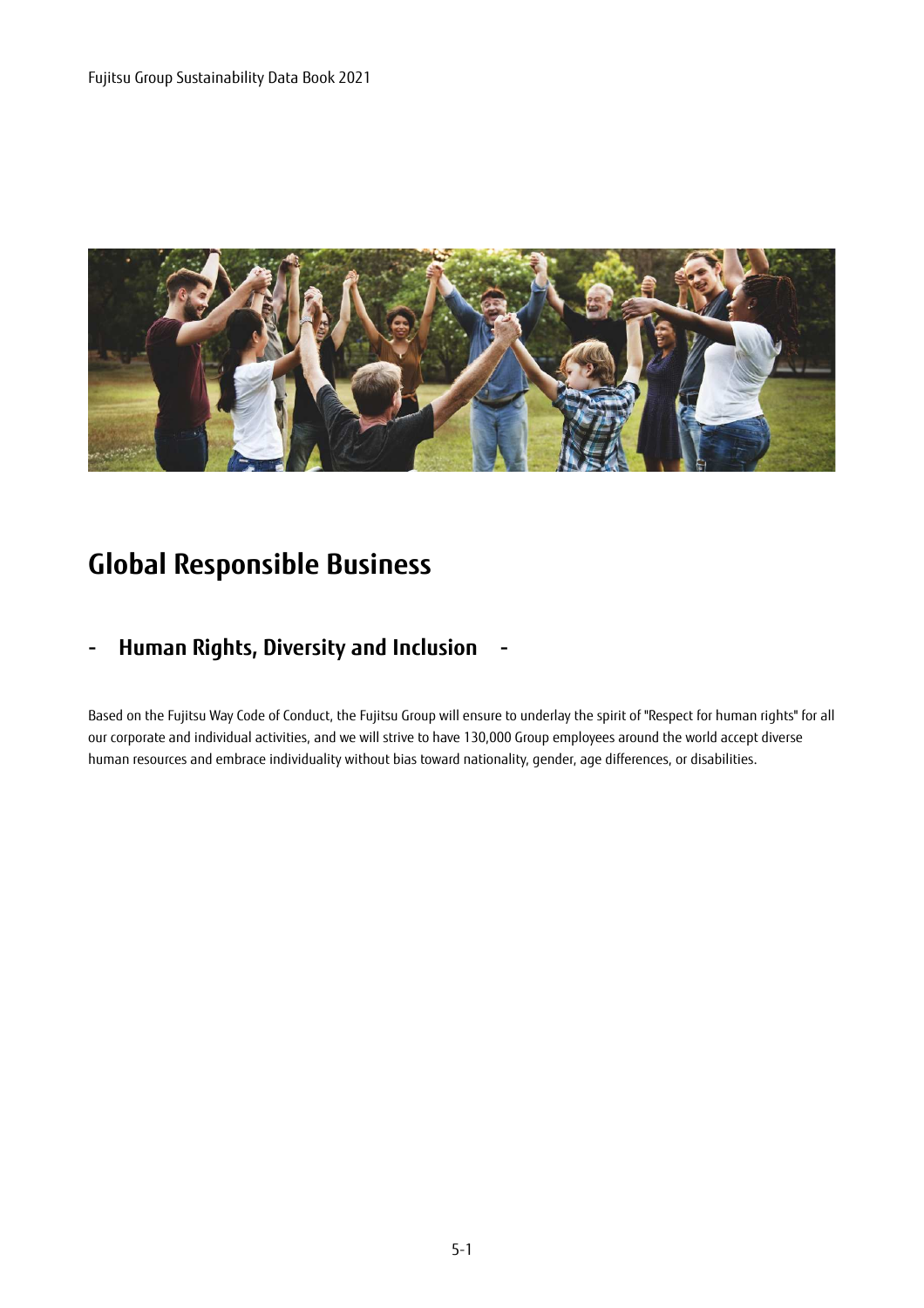# Global Responsible Business

## - Human Rights, Diversity and Inclusion -

Based on the Fujitsu Way Code of Conduct, the Fujitsu Group will ensure to underlay the spirit of "Respect for human rights" for all our corporate and individual activities, and we will strive to have 130,000 Group employees around the world accept diverse human resources and embrace individuality without bias toward nationality, gender, age differences, or disabilities.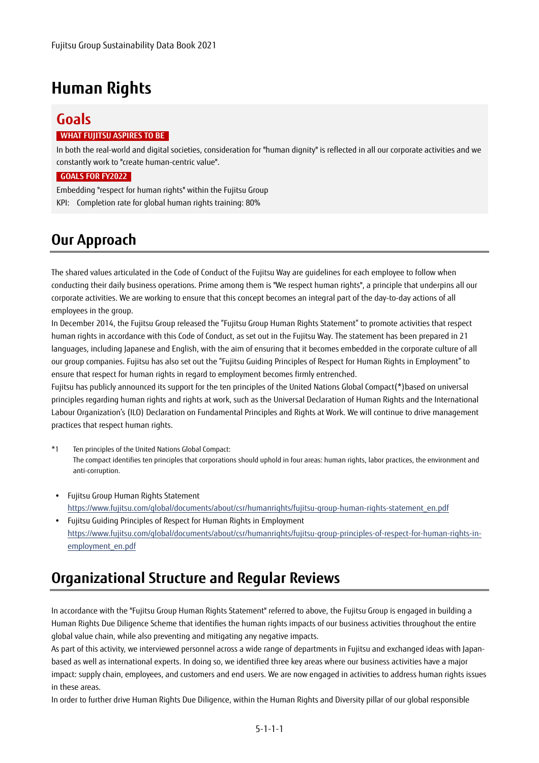# Human Rights

## Goals

**WHAT FUJITSU ASPIRES TO BE**

In both the real-world and digital societies, consideration for "human dignity" is reflected in all our corporate activities and we constantly work to "create human-centric value".

**GOALS FOR FY2022**

Embedding "respect for human rights" within the Fujitsu Group

KPI: Completion rate for global human rights training: 80%

## Our Approach

The shared values articulated in the Code of Conduct of the Fujitsu Way are guidelines for each employee to follow when conducting their daily business operations. Prime among them is "We respect human rights", a principle that underpins all our corporate activities. We are working to ensure that this concept becomes an integral part of the day-to-day actions of all employees in the group.

In December 2014, the Fujitsu Group released the "Fujitsu Group Human Rights Statement" to promote activities that respect human rights in accordance with this Code of Conduct, as set out in the Fujitsu Way. The statement has been prepared in 21 languages, including Japanese and English, with the aim of ensuring that it becomes embedded in the corporate culture of all our group companies. Fujitsu has also set out the "Fujitsu Guiding Principles of Respect for Human Rights in Employment" to ensure that respect for human rights in regard to employment becomes firmly entrenched.

Fujitsu has publicly announced its support for the ten principles of the United Nations Global Compact(*)based on universal principles regarding human rights and rights at work, such as the Universal Declaration of Human Rights and the International Labour Organization's (ILO) Declaration on Fundamental Principles and Rights at Work. We will continue to drive management practices that respect human rights.

*1 Ten principles of the United Nations Global Compact:
The compact identifies ten principles that corporations should uphold in four areas: human rights, labor practices, the environment and anti-corruption.

- Fujitsu Group Human Rights Statement
  https://www.fujitsu.com/global/documents/about/csr/humanrights/fujitsu-group-human-rights-statement_en.pdf
- Fujitsu Guiding Principles of Respect for Human Rights in Employment
  https://www.fujitsu.com/global/documents/about/csr/humanrights/fujitsu-group-principles-of-respect-for-human-rights-in-employment_en.pdf

## Organizational Structure and Regular Reviews

In accordance with the "Fujitsu Group Human Rights Statement" referred to above, the Fujitsu Group is engaged in building a Human Rights Due Diligence Scheme that identifies the human rights impacts of our business activities throughout the entire global value chain, while also preventing and mitigating any negative impacts.

As part of this activity, we interviewed personnel across a wide range of departments in Fujitsu and exchanged ideas with Japan-based as well as international experts. In doing so, we identified three key areas where our business activities have a major impact: supply chain, employees, and customers and end users. We are now engaged in activities to address human rights issues in these areas.

In order to further drive Human Rights Due Diligence, within the Human Rights and Diversity pillar of our global responsible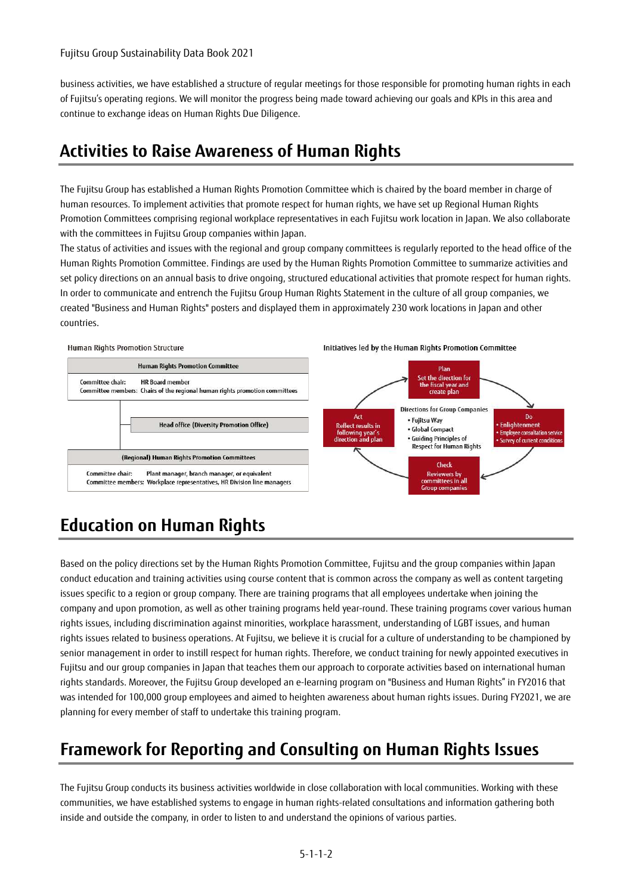business activities, we have established a structure of regular meetings for those responsible for promoting human rights in each of Fujitsu's operating regions. We will monitor the progress being made toward achieving our goals and KPIs in this area and continue to exchange ideas on Human Rights Due Diligence.

## Activities to Raise Awareness of Human Rights

The Fujitsu Group has established a Human Rights Promotion Committee which is chaired by the board member in charge of human resources. To implement activities that promote respect for human rights, we have set up Regional Human Rights Promotion Committees comprising regional workplace representatives in each Fujitsu work location in Japan. We also collaborate with the committees in Fujitsu Group companies within Japan.

The status of activities and issues with the regional and group company committees is regularly reported to the head office of the Human Rights Promotion Committee. Findings are used by the Human Rights Promotion Committee to summarize activities and set policy directions on an annual basis to drive ongoing, structured educational activities that promote respect for human rights.

In order to communicate and entrench the Fujitsu Group Human Rights Statement in the culture of all group companies, we created "Business and Human Rights" posters and displayed them in approximately 230 work locations in Japan and other countries.

**Human Rights Promotion Structure**

**Human Rights Promotion Committee**
Committee chair: HR Board member
Committee members: Chairs of the regional human rights promotion committees

**Head office (Diversity Promotion Office)**

**(Regional) Human Rights Promotion Committees**
Committee chair: Plant manager, branch manager, or equivalent
Committee members: Workplace representatives, HR Division line managers

**Initiatives led by the Human Rights Promotion Committee**

- Plan: Set the direction for the fiscal year and create plan
- Do:
  - Enlightenment
  - Employee consultation service
  - Survey of current conditions
- Check: Reviewers by committees in all Group companies
- Act: Reflect results in following year's direction and plan

Directions for Group Companies
- Fujitsu Way
- Global Compact
- Guiding Principles of Respect for Human Rights

## Education on Human Rights

Based on the policy directions set by the Human Rights Promotion Committee, Fujitsu and the group companies within Japan conduct education and training activities using course content that is common across the company as well as content targeting issues specific to a region or group company. There are training programs that all employees undertake when joining the company and upon promotion, as well as other training programs held year-round. These training programs cover various human rights issues, including discrimination against minorities, workplace harassment, understanding of LGBT issues, and human rights issues related to business operations. At Fujitsu, we believe it is crucial for a culture of understanding to be championed by senior management in order to instill respect for human rights. Therefore, we conduct training for newly appointed executives in Fujitsu and our group companies in Japan that teaches them our approach to corporate activities based on international human rights standards. Moreover, the Fujitsu Group developed an e-learning program on "Business and Human Rights" in FY2016 that was intended for 100,000 group employees and aimed to heighten awareness about human rights issues. During FY2021, we are planning for every member of staff to undertake this training program.

## Framework for Reporting and Consulting on Human Rights Issues

The Fujitsu Group conducts its business activities worldwide in close collaboration with local communities. Working with these communities, we have established systems to engage in human rights-related consultations and information gathering both inside and outside the company, in order to listen to and understand the opinions of various parties.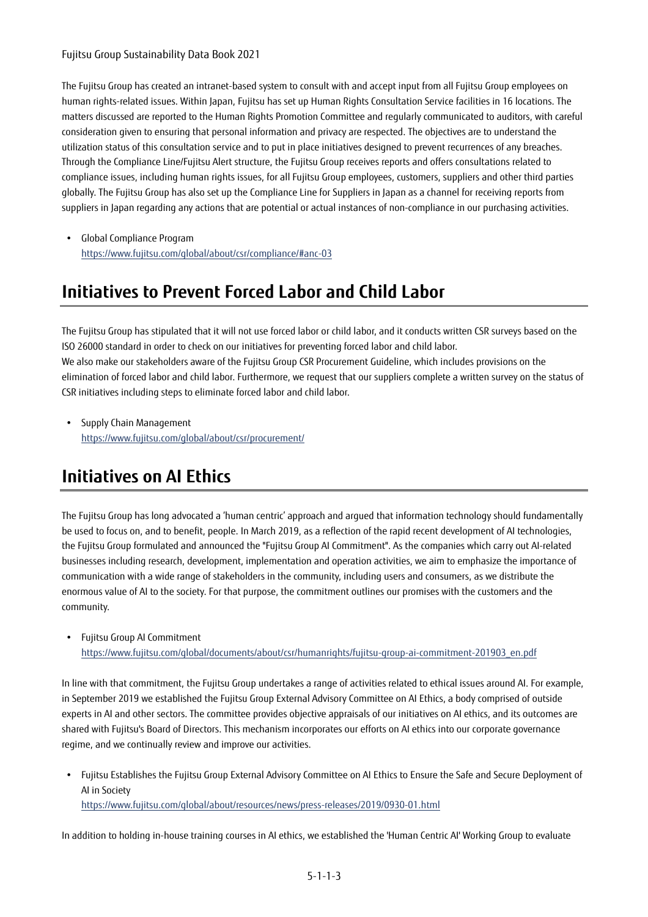The Fujitsu Group has created an intranet-based system to consult with and accept input from all Fujitsu Group employees on human rights-related issues. Within Japan, Fujitsu has set up Human Rights Consultation Service facilities in 16 locations. The matters discussed are reported to the Human Rights Promotion Committee and regularly communicated to auditors, with careful consideration given to ensuring that personal information and privacy are respected. The objectives are to understand the utilization status of this consultation service and to put in place initiatives designed to prevent recurrences of any breaches. Through the Compliance Line/Fujitsu Alert structure, the Fujitsu Group receives reports and offers consultations related to compliance issues, including human rights issues, for all Fujitsu Group employees, customers, suppliers and other third parties globally. The Fujitsu Group has also set up the Compliance Line for Suppliers in Japan as a channel for receiving reports from suppliers in Japan regarding any actions that are potential or actual instances of non-compliance in our purchasing activities.

- Global Compliance Program
  https://www.fujitsu.com/global/about/csr/compliance/#anc-03

## Initiatives to Prevent Forced Labor and Child Labor

The Fujitsu Group has stipulated that it will not use forced labor or child labor, and it conducts written CSR surveys based on the ISO 26000 standard in order to check on our initiatives for preventing forced labor and child labor.
We also make our stakeholders aware of the Fujitsu Group CSR Procurement Guideline, which includes provisions on the elimination of forced labor and child labor. Furthermore, we request that our suppliers complete a written survey on the status of CSR initiatives including steps to eliminate forced labor and child labor.

- Supply Chain Management
  https://www.fujitsu.com/global/about/csr/procurement/

## Initiatives on AI Ethics

The Fujitsu Group has long advocated a 'human centric' approach and argued that information technology should fundamentally be used to focus on, and to benefit, people. In March 2019, as a reflection of the rapid recent development of AI technologies, the Fujitsu Group formulated and announced the "Fujitsu Group AI Commitment". As the companies which carry out AI-related businesses including research, development, implementation and operation activities, we aim to emphasize the importance of communication with a wide range of stakeholders in the community, including users and consumers, as we distribute the enormous value of AI to the society. For that purpose, the commitment outlines our promises with the customers and the community.

- Fujitsu Group AI Commitment
  https://www.fujitsu.com/global/documents/about/csr/humanrights/fujitsu-group-ai-commitment-201903_en.pdf

In line with that commitment, the Fujitsu Group undertakes a range of activities related to ethical issues around AI. For example, in September 2019 we established the Fujitsu Group External Advisory Committee on AI Ethics, a body comprised of outside experts in AI and other sectors. The committee provides objective appraisals of our initiatives on AI ethics, and its outcomes are shared with Fujitsu's Board of Directors. This mechanism incorporates our efforts on AI ethics into our corporate governance regime, and we continually review and improve our activities.

- Fujitsu Establishes the Fujitsu Group External Advisory Committee on AI Ethics to Ensure the Safe and Secure Deployment of AI in Society
  https://www.fujitsu.com/global/about/resources/news/press-releases/2019/0930-01.html

In addition to holding in-house training courses in AI ethics, we established the 'Human Centric AI' Working Group to evaluate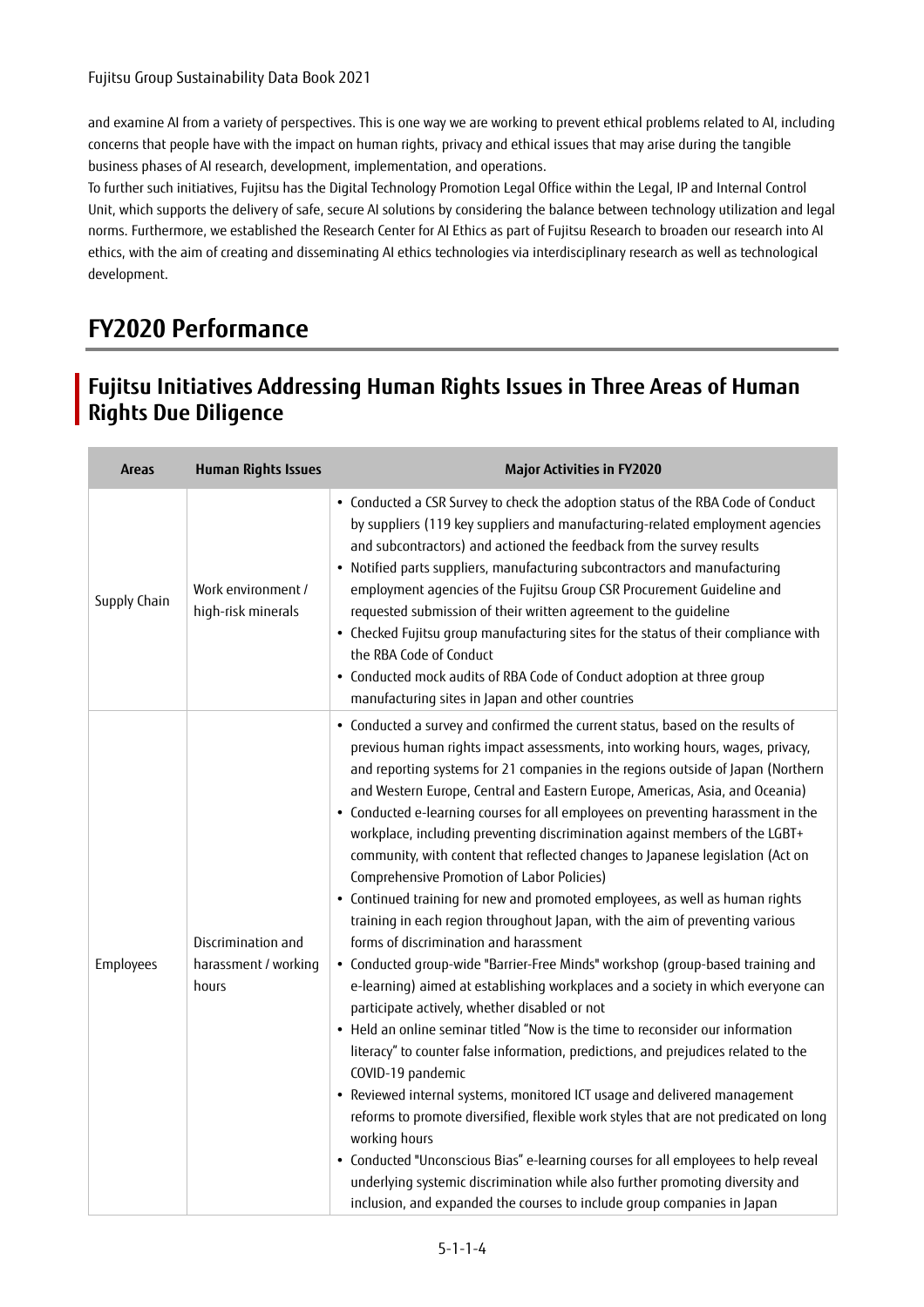and examine AI from a variety of perspectives. This is one way we are working to prevent ethical problems related to AI, including concerns that people have with the impact on human rights, privacy and ethical issues that may arise during the tangible business phases of AI research, development, implementation, and operations.

To further such initiatives, Fujitsu has the Digital Technology Promotion Legal Office within the Legal, IP and Internal Control Unit, which supports the delivery of safe, secure AI solutions by considering the balance between technology utilization and legal norms. Furthermore, we established the Research Center for AI Ethics as part of Fujitsu Research to broaden our research into AI ethics, with the aim of creating and disseminating AI ethics technologies via interdisciplinary research as well as technological development.

# FY2020 Performance

## Fujitsu Initiatives Addressing Human Rights Issues in Three Areas of Human Rights Due Diligence

| Areas | Human Rights Issues | Major Activities in FY2020 |
|---|---|---|
| Supply Chain | Work environment / high-risk minerals | • Conducted a CSR Survey to check the adoption status of the RBA Code of Conduct by suppliers (119 key suppliers and manufacturing-related employment agencies and subcontractors) and actioned the feedback from the survey results<br>• Notified parts suppliers, manufacturing subcontractors and manufacturing employment agencies of the Fujitsu Group CSR Procurement Guideline and requested submission of their written agreement to the guideline<br>• Checked Fujitsu group manufacturing sites for the status of their compliance with the RBA Code of Conduct<br>• Conducted mock audits of RBA Code of Conduct adoption at three group manufacturing sites in Japan and other countries |
| Employees | Discrimination and harassment / working hours | • Conducted a survey and confirmed the current status, based on the results of previous human rights impact assessments, into working hours, wages, privacy, and reporting systems for 21 companies in the regions outside of Japan (Northern and Western Europe, Central and Eastern Europe, Americas, Asia, and Oceania)<br>• Conducted e-learning courses for all employees on preventing harassment in the workplace, including preventing discrimination against members of the LGBT+ community, with content that reflected changes to Japanese legislation (Act on Comprehensive Promotion of Labor Policies)<br>• Continued training for new and promoted employees, as well as human rights training in each region throughout Japan, with the aim of preventing various forms of discrimination and harassment<br>• Conducted group-wide "Barrier-Free Minds" workshop (group-based training and e-learning) aimed at establishing workplaces and a society in which everyone can participate actively, whether disabled or not<br>• Held an online seminar titled "Now is the time to reconsider our information literacy" to counter false information, predictions, and prejudices related to the COVID-19 pandemic<br>• Reviewed internal systems, monitored ICT usage and delivered management reforms to promote diversified, flexible work styles that are not predicated on long working hours<br>• Conducted "Unconscious Bias" e-learning courses for all employees to help reveal underlying systemic discrimination while also further promoting diversity and inclusion, and expanded the courses to include group companies in Japan |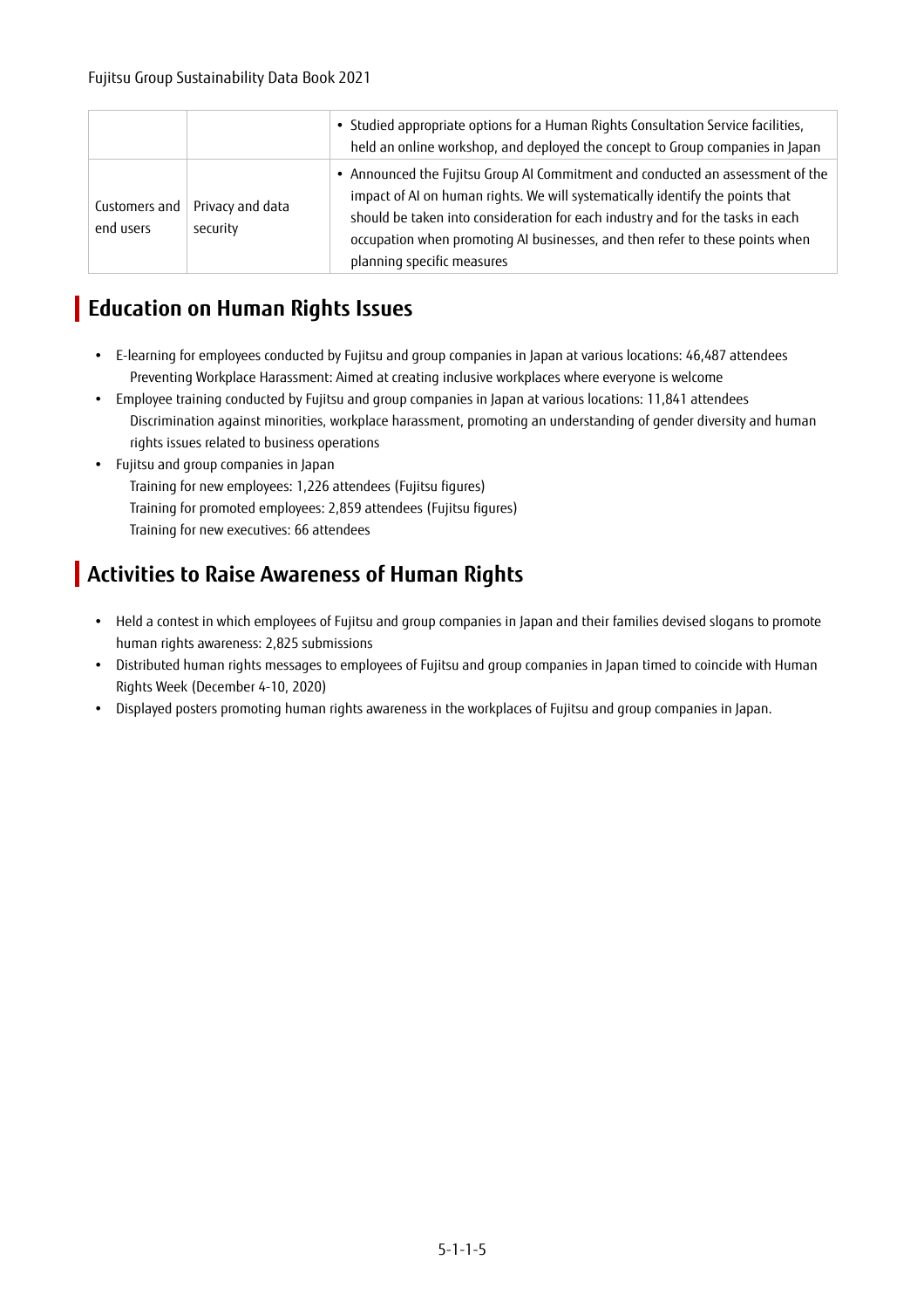| | | • Studied appropriate options for a Human Rights Consultation Service facilities, held an online workshop, and deployed the concept to Group companies in Japan |
| --- | --- | --- |
| Customers and end users | Privacy and data security | • Announced the Fujitsu Group AI Commitment and conducted an assessment of the impact of AI on human rights. We will systematically identify the points that should be taken into consideration for each industry and for the tasks in each occupation when promoting AI businesses, and then refer to these points when planning specific measures |

## Education on Human Rights Issues

- E-learning for employees conducted by Fujitsu and group companies in Japan at various locations: 46,487 attendees
  Preventing Workplace Harassment: Aimed at creating inclusive workplaces where everyone is welcome
- Employee training conducted by Fujitsu and group companies in Japan at various locations: 11,841 attendees
  Discrimination against minorities, workplace harassment, promoting an understanding of gender diversity and human rights issues related to business operations
- Fujitsu and group companies in Japan
  Training for new employees: 1,226 attendees (Fujitsu figures)
  Training for promoted employees: 2,859 attendees (Fujitsu figures)
  Training for new executives: 66 attendees

## Activities to Raise Awareness of Human Rights

- Held a contest in which employees of Fujitsu and group companies in Japan and their families devised slogans to promote human rights awareness: 2,825 submissions
- Distributed human rights messages to employees of Fujitsu and group companies in Japan timed to coincide with Human Rights Week (December 4-10, 2020)
- Displayed posters promoting human rights awareness in the workplaces of Fujitsu and group companies in Japan.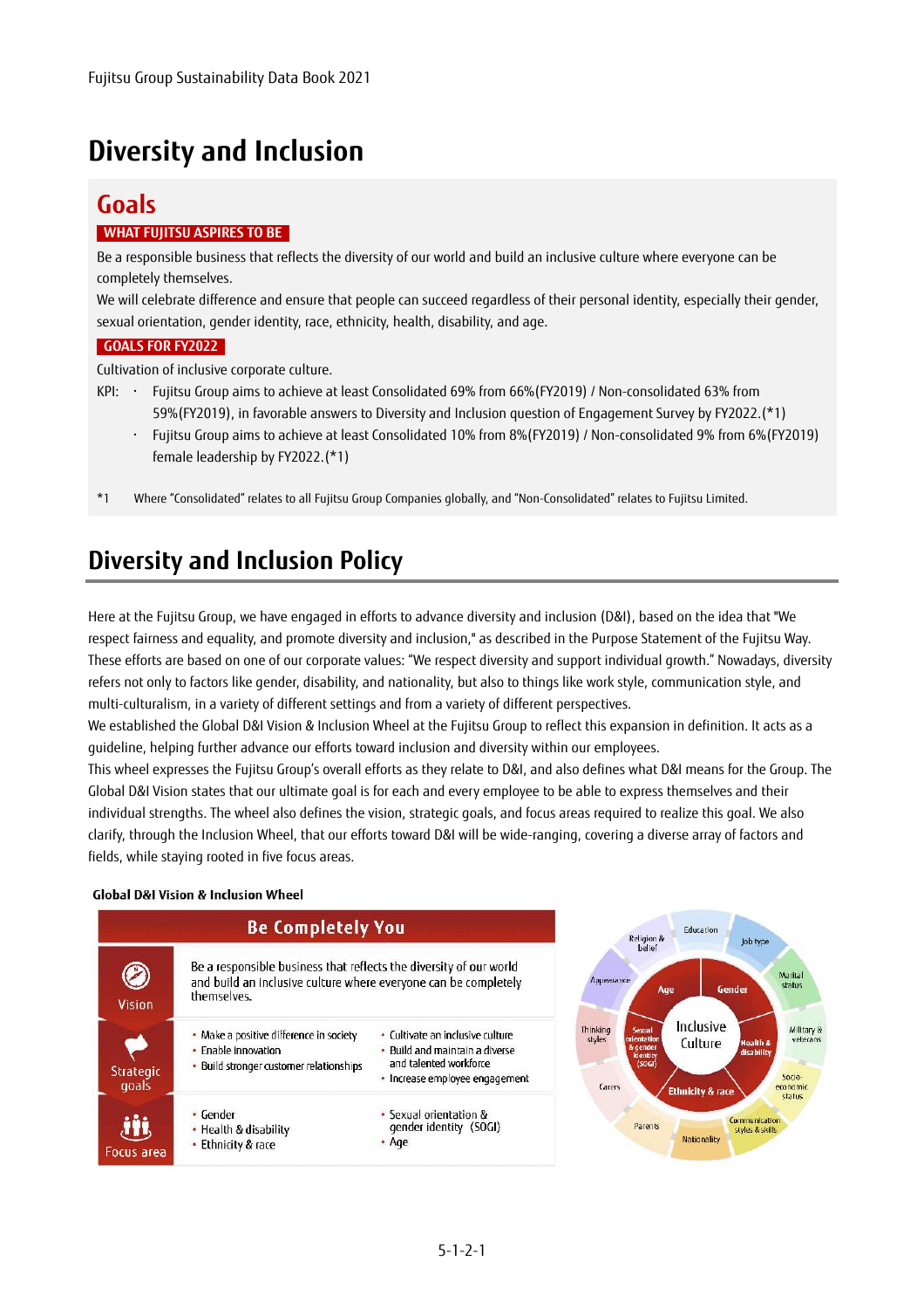# Diversity and Inclusion

## Goals

**WHAT FUJITSU ASPIRES TO BE**

Be a responsible business that reflects the diversity of our world and build an inclusive culture where everyone can be completely themselves.

We will celebrate difference and ensure that people can succeed regardless of their personal identity, especially their gender, sexual orientation, gender identity, race, ethnicity, health, disability, and age.

**GOALS FOR FY2022**

Cultivation of inclusive corporate culture.

KPI:
- Fujitsu Group aims to achieve at least Consolidated 69% from 66%(FY2019) / Non-consolidated 63% from 59%(FY2019), in favorable answers to Diversity and Inclusion question of Engagement Survey by FY2022.(*1)
- Fujitsu Group aims to achieve at least Consolidated 10% from 8%(FY2019) / Non-consolidated 9% from 6%(FY2019) female leadership by FY2022.(*1)

*1 Where "Consolidated" relates to all Fujitsu Group Companies globally, and "Non-Consolidated" relates to Fujitsu Limited.

# Diversity and Inclusion Policy

Here at the Fujitsu Group, we have engaged in efforts to advance diversity and inclusion (D&I), based on the idea that "We respect fairness and equality, and promote diversity and inclusion," as described in the Purpose Statement of the Fujitsu Way. These efforts are based on one of our corporate values: "We respect diversity and support individual growth." Nowadays, diversity refers not only to factors like gender, disability, and nationality, but also to things like work style, communication style, and multi-culturalism, in a variety of different settings and from a variety of different perspectives.

We established the Global D&I Vision & Inclusion Wheel at the Fujitsu Group to reflect this expansion in definition. It acts as a guideline, helping further advance our efforts toward inclusion and diversity within our employees.

This wheel expresses the Fujitsu Group's overall efforts as they relate to D&I, and also defines what D&I means for the Group. The Global D&I Vision states that our ultimate goal is for each and every employee to be able to express themselves and their individual strengths. The wheel also defines the vision, strategic goals, and focus areas required to realize this goal. We also clarify, through the Inclusion Wheel, that our efforts toward D&I will be wide-ranging, covering a diverse array of factors and fields, while staying rooted in five focus areas.

**Global D&I Vision & Inclusion Wheel**

**Be Completely You**

| | | |
|---|---|---|
| Vision | Be a responsible business that reflects the diversity of our world and build an inclusive culture where everyone can be completely themselves. | |
| Strategic goals | • Make a positive difference in society<br>• Enable innovation<br>• Build stronger customer relationships | • Cultivate an inclusive culture<br>• Build and maintain a diverse and talented workforce<br>• Increase employee engagement |
| Focus area | • Gender<br>• Health & disability<br>• Ethnicity & race | • Sexual orientation & gender identity (SOGI)<br>• Age |

Inclusive Culture: Age, Gender, Health & disability, Ethnicity & race, Sexual orientation & gender identity (SOGI)

Outer wheel: Education, Job type, Marital status, Military & veterans, Socio-economic status, Communication styles & skills, Nationality, Parents, Carers, Thinking styles, Appearance, Religion & belief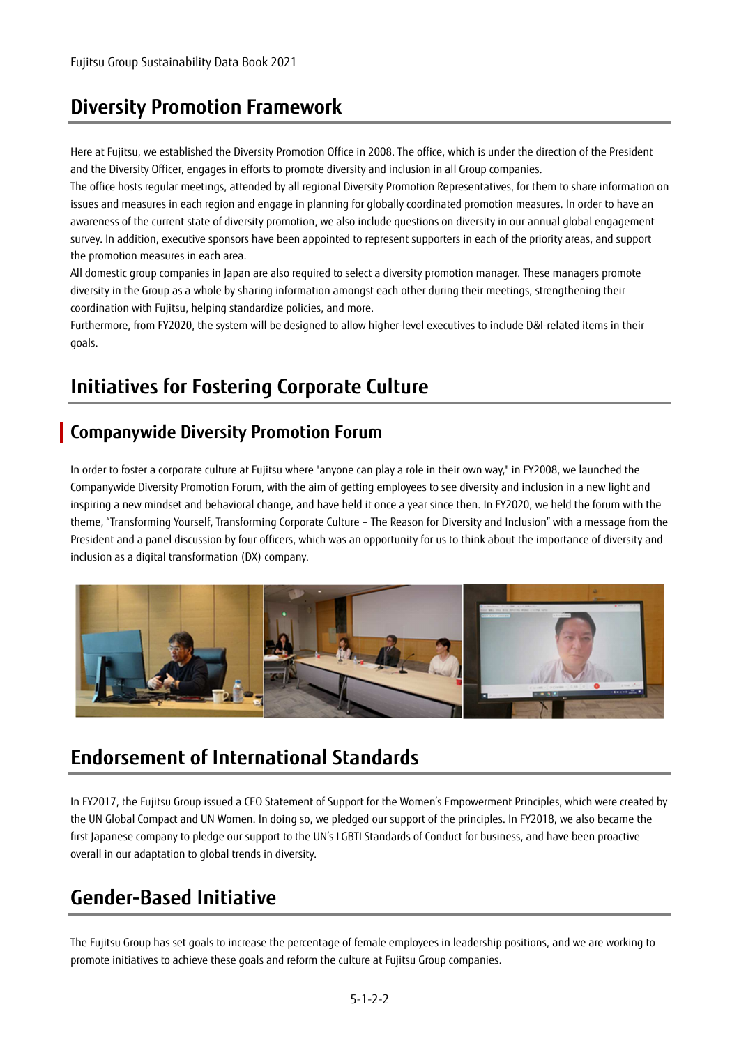# Diversity Promotion Framework

Here at Fujitsu, we established the Diversity Promotion Office in 2008. The office, which is under the direction of the President and the Diversity Officer, engages in efforts to promote diversity and inclusion in all Group companies.
The office hosts regular meetings, attended by all regional Diversity Promotion Representatives, for them to share information on issues and measures in each region and engage in planning for globally coordinated promotion measures. In order to have an awareness of the current state of diversity promotion, we also include questions on diversity in our annual global engagement survey. In addition, executive sponsors have been appointed to represent supporters in each of the priority areas, and support the promotion measures in each area.
All domestic group companies in Japan are also required to select a diversity promotion manager. These managers promote diversity in the Group as a whole by sharing information amongst each other during their meetings, strengthening their coordination with Fujitsu, helping standardize policies, and more.
Furthermore, from FY2020, the system will be designed to allow higher-level executives to include D&I-related items in their goals.

# Initiatives for Fostering Corporate Culture

## Companywide Diversity Promotion Forum

In order to foster a corporate culture at Fujitsu where "anyone can play a role in their own way," in FY2008, we launched the Companywide Diversity Promotion Forum, with the aim of getting employees to see diversity and inclusion in a new light and inspiring a new mindset and behavioral change, and have held it once a year since then. In FY2020, we held the forum with the theme, "Transforming Yourself, Transforming Corporate Culture – The Reason for Diversity and Inclusion" with a message from the President and a panel discussion by four officers, which was an opportunity for us to think about the importance of diversity and inclusion as a digital transformation (DX) company.

# Endorsement of International Standards

In FY2017, the Fujitsu Group issued a CEO Statement of Support for the Women's Empowerment Principles, which were created by the UN Global Compact and UN Women. In doing so, we pledged our support of the principles. In FY2018, we also became the first Japanese company to pledge our support to the UN's LGBTI Standards of Conduct for business, and have been proactive overall in our adaptation to global trends in diversity.

# Gender-Based Initiative

The Fujitsu Group has set goals to increase the percentage of female employees in leadership positions, and we are working to promote initiatives to achieve these goals and reform the culture at Fujitsu Group companies.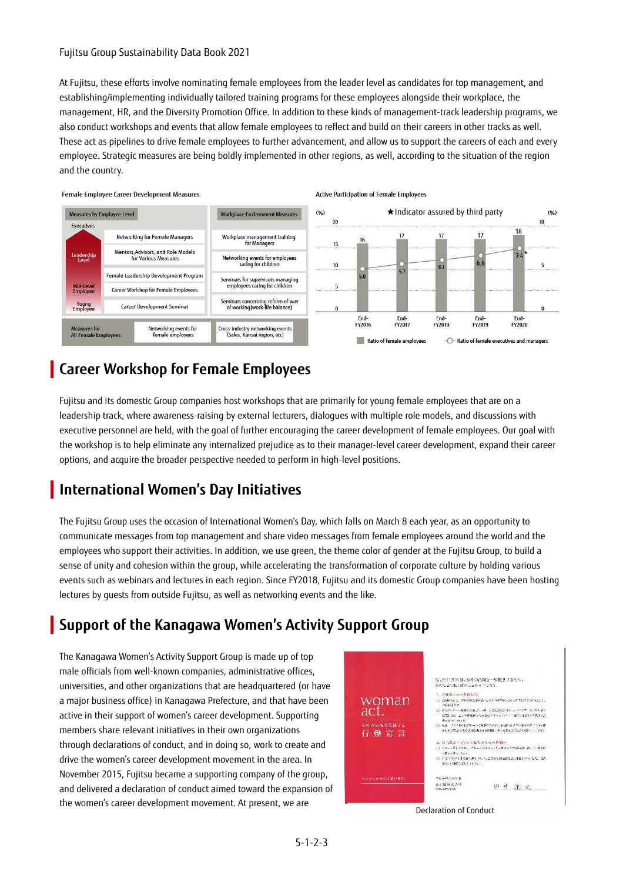At Fujitsu, these efforts involve nominating female employees from the leader level as candidates for top management, and establishing/implementing individually tailored training programs for these employees alongside their workplace, the management, HR, and the Diversity Promotion Office. In addition to these kinds of management-track leadership programs, we also conduct workshops and events that allow female employees to reflect and build on their careers in other tracks as well. These act as pipelines to drive female employees to further advancement, and allow us to support the careers of each and every employee. Strategic measures are being boldly implemented in other regions, as well, according to the situation of the region and the country.

**Female Employee Career Development Measures**

| Measures by Employee Level | | Workplace Environment Measures |
|---|---|---|
| Executives / Leadership Level | Networking for Female Managers | Workplace management training for Managers |
| | Mentors, Advisors, and Role Models for Various Measures | Networking events for employees caring for children |
| Mid-Level Employee | Female Leadership Development Program | Seminars for supervisors managing employees caring for children |
| | Career Workshop for Female Employees | |
| Young Employee | Career Development Seminar | Seminars concerning reform of way of working (work-life balance) |
| Measures for All Female Employees | Networking events for female employees | Cross-industry networking events (Sales, Kansai region, etc) |

**Active Participation of Female Employees**

★Indicator assured by third party

| | End-FY2016 | End-FY2017 | End-FY2018 | End-FY2019 | End-FY2020 |
|---|---|---|---|---|---|
| Ratio of female employees (%) | 16 | 17 | 17 | 17 | 18 |
| Ratio of female executives and managers (%) | 5.0 | 5.7 | 6.1 | 6.6 | 7.4★ |

## Career Workshop for Female Employees

Fujitsu and its domestic Group companies host workshops that are primarily for young female employees that are on a leadership track, where awareness-raising by external lecturers, dialogues with multiple role models, and discussions with executive personnel are held, with the goal of further encouraging the career development of female employees. Our goal with the workshop is to help eliminate any internalized prejudice as to their manager-level career development, expand their career options, and acquire the broader perspective needed to perform in high-level positions.

## International Women's Day Initiatives

The Fujitsu Group uses the occasion of International Women's Day, which falls on March 8 each year, as an opportunity to communicate messages from top management and share video messages from female employees around the world and the employees who support their activities. In addition, we use green, the theme color of gender at the Fujitsu Group, to build a sense of unity and cohesion within the group, while accelerating the transformation of corporate culture by holding various events such as webinars and lectures in each region. Since FY2018, Fujitsu and its domestic Group companies have been hosting lectures by guests from outside Fujitsu, as well as networking events and the like.

## Support of the Kanagawa Women's Activity Support Group

The Kanagawa Women's Activity Support Group is made up of top male officials from well-known companies, administrative offices, universities, and other organizations that are headquartered (or have a major business office) in Kanagawa Prefecture, and that have been active in their support of women's career development. Supporting members share relevant initiatives in their own organizations through declarations of conduct, and in doing so, work to create and drive the women's career development movement in the area. In November 2015, Fujitsu became a supporting company of the group, and delivered a declaration of conduct aimed toward the expansion of the women's career development movement. At present, we are

Declaration of Conduct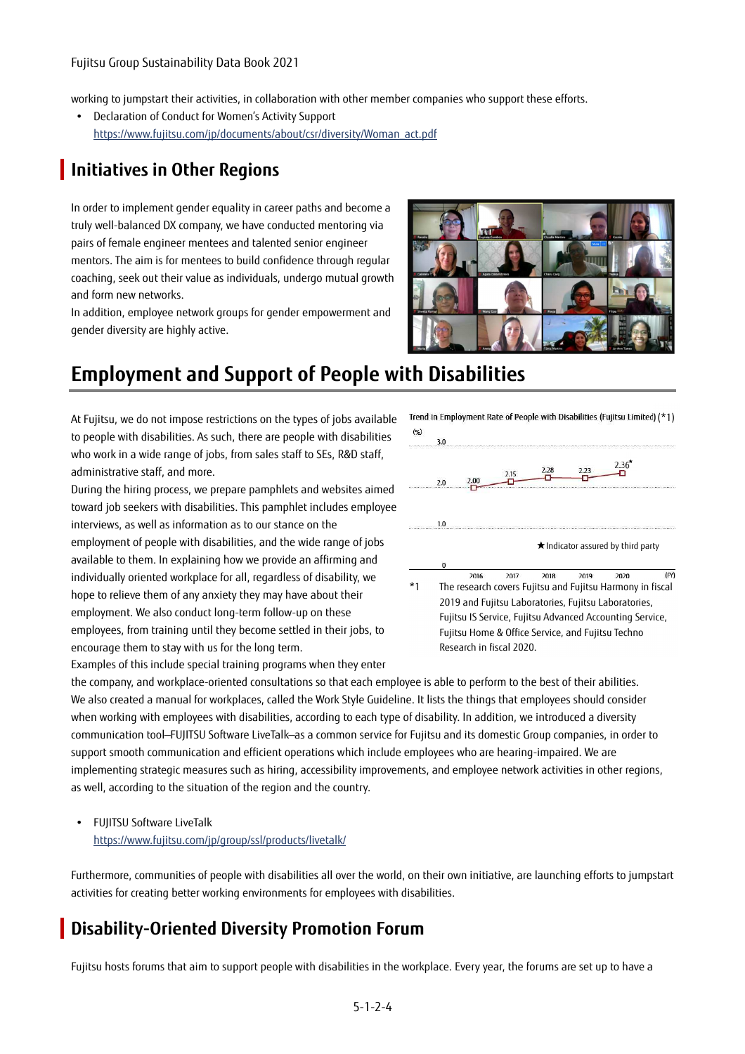working to jumpstart their activities, in collaboration with other member companies who support these efforts.

- Declaration of Conduct for Women's Activity Support
  https://www.fujitsu.com/jp/documents/about/csr/diversity/Woman_act.pdf

## Initiatives in Other Regions

In order to implement gender equality in career paths and become a truly well-balanced DX company, we have conducted mentoring via pairs of female engineer mentees and talented senior engineer mentors. The aim is for mentees to build confidence through regular coaching, seek out their value as individuals, undergo mutual growth and form new networks.

In addition, employee network groups for gender empowerment and gender diversity are highly active.

# Employment and Support of People with Disabilities

At Fujitsu, we do not impose restrictions on the types of jobs available to people with disabilities. As such, there are people with disabilities who work in a wide range of jobs, from sales staff to SEs, R&D staff, administrative staff, and more.

During the hiring process, we prepare pamphlets and websites aimed toward job seekers with disabilities. This pamphlet includes employee interviews, as well as information as to our stance on the employment of people with disabilities, and the wide range of jobs available to them. In explaining how we provide an affirming and individually oriented workplace for all, regardless of disability, we hope to relieve them of any anxiety they may have about their employment. We also conduct long-term follow-up on these employees, from training until they become settled in their jobs, to encourage them to stay with us for the long term.

Examples of this include special training programs when they enter the company, and workplace-oriented consultations so that each employee is able to perform to the best of their abilities. We also created a manual for workplaces, called the Work Style Guideline. It lists the things that employees should consider when working with employees with disabilities, according to each type of disability. In addition, we introduced a diversity communication tool–FUJITSU Software LiveTalk–as a common service for Fujitsu and its domestic Group companies, in order to support smooth communication and efficient operations which include employees who are hearing-impaired. We are implementing strategic measures such as hiring, accessibility improvements, and employee network activities in other regions, as well, according to the situation of the region and the country.

Trend in Employment Rate of People with Disabilities (Fujitsu Limited) (*1)

| FY | 2016 | 2017 | 2018 | 2019 | 2020 |
|---|---|---|---|---|---|
| (%) | 2.00 | 2.15 | 2.28 | 2.23 | 2.36★ |

★Indicator assured by third party

*1 The research covers Fujitsu and Fujitsu Harmony in fiscal 2019 and Fujitsu Laboratories, Fujitsu Laboratories, Fujitsu IS Service, Fujitsu Advanced Accounting Service, Fujitsu Home & Office Service, and Fujitsu Techno Research in fiscal 2020.

- FUJITSU Software LiveTalk
  https://www.fujitsu.com/jp/group/ssl/products/livetalk/

Furthermore, communities of people with disabilities all over the world, on their own initiative, are launching efforts to jumpstart activities for creating better working environments for employees with disabilities.

## Disability-Oriented Diversity Promotion Forum

Fujitsu hosts forums that aim to support people with disabilities in the workplace. Every year, the forums are set up to have a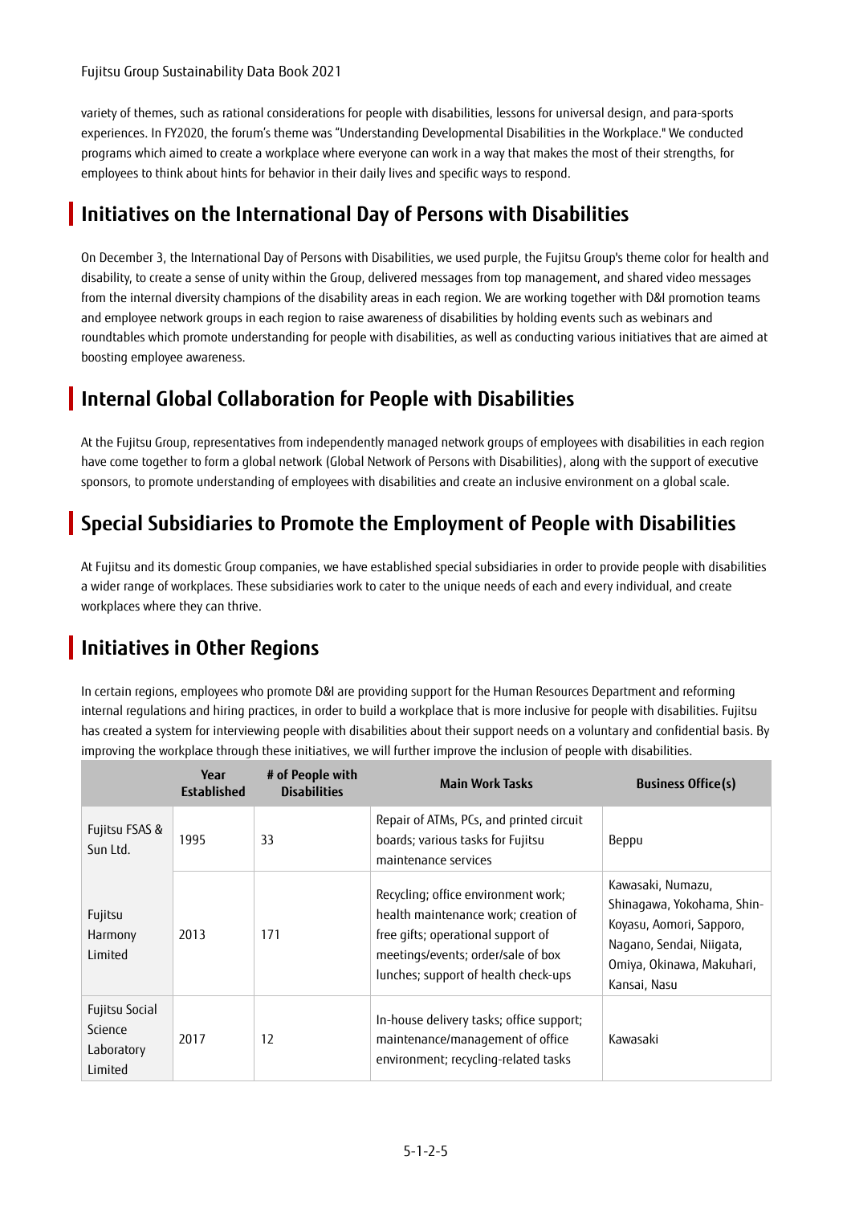variety of themes, such as rational considerations for people with disabilities, lessons for universal design, and para-sports experiences. In FY2020, the forum's theme was "Understanding Developmental Disabilities in the Workplace." We conducted programs which aimed to create a workplace where everyone can work in a way that makes the most of their strengths, for employees to think about hints for behavior in their daily lives and specific ways to respond.

## Initiatives on the International Day of Persons with Disabilities

On December 3, the International Day of Persons with Disabilities, we used purple, the Fujitsu Group's theme color for health and disability, to create a sense of unity within the Group, delivered messages from top management, and shared video messages from the internal diversity champions of the disability areas in each region. We are working together with D&I promotion teams and employee network groups in each region to raise awareness of disabilities by holding events such as webinars and roundtables which promote understanding for people with disabilities, as well as conducting various initiatives that are aimed at boosting employee awareness.

## Internal Global Collaboration for People with Disabilities

At the Fujitsu Group, representatives from independently managed network groups of employees with disabilities in each region have come together to form a global network (Global Network of Persons with Disabilities), along with the support of executive sponsors, to promote understanding of employees with disabilities and create an inclusive environment on a global scale.

## Special Subsidiaries to Promote the Employment of People with Disabilities

At Fujitsu and its domestic Group companies, we have established special subsidiaries in order to provide people with disabilities a wider range of workplaces. These subsidiaries work to cater to the unique needs of each and every individual, and create workplaces where they can thrive.

## Initiatives in Other Regions

In certain regions, employees who promote D&I are providing support for the Human Resources Department and reforming internal regulations and hiring practices, in order to build a workplace that is more inclusive for people with disabilities. Fujitsu has created a system for interviewing people with disabilities about their support needs on a voluntary and confidential basis. By improving the workplace through these initiatives, we will further improve the inclusion of people with disabilities.

| | Year Established | # of People with Disabilities | Main Work Tasks | Business Office(s) |
|---|---|---|---|---|
| Fujitsu FSAS & Sun Ltd. | 1995 | 33 | Repair of ATMs, PCs, and printed circuit boards; various tasks for Fujitsu maintenance services | Beppu |
| Fujitsu Harmony Limited | 2013 | 171 | Recycling; office environment work; health maintenance work; creation of free gifts; operational support of meetings/events; order/sale of box lunches; support of health check-ups | Kawasaki, Numazu, Shinagawa, Yokohama, Shin-Koyasu, Aomori, Sapporo, Nagano, Sendai, Niigata, Omiya, Okinawa, Makuhari, Kansai, Nasu |
| Fujitsu Social Science Laboratory Limited | 2017 | 12 | In-house delivery tasks; office support; maintenance/management of office environment; recycling-related tasks | Kawasaki |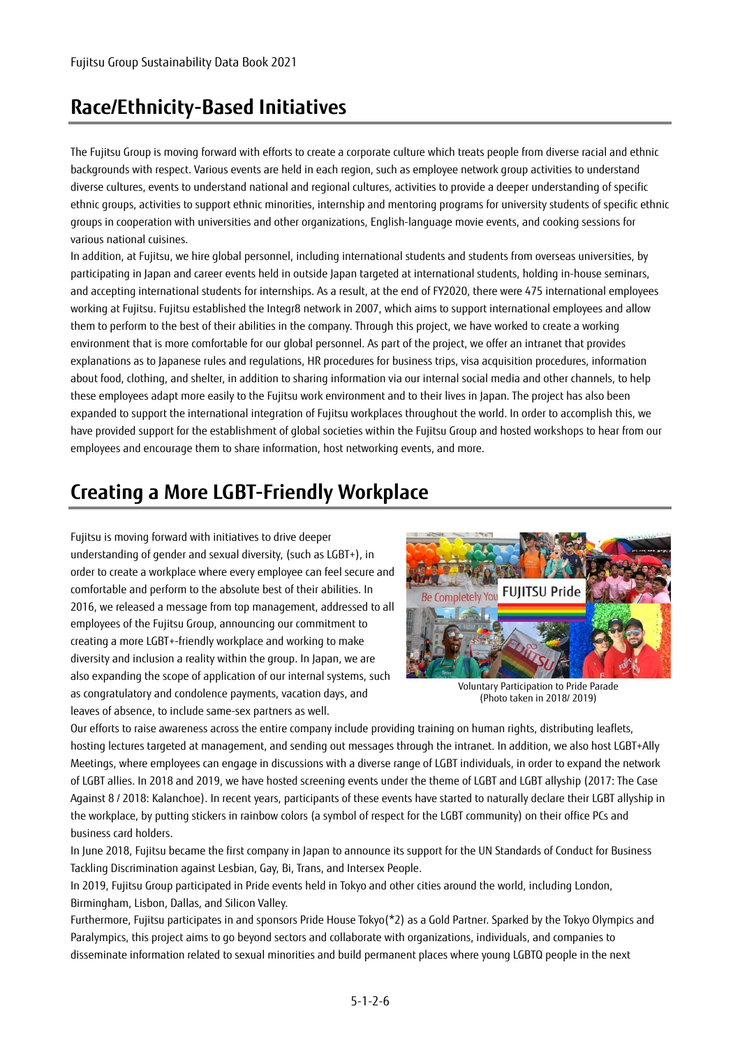## Race/Ethnicity-Based Initiatives

The Fujitsu Group is moving forward with efforts to create a corporate culture which treats people from diverse racial and ethnic backgrounds with respect. Various events are held in each region, such as employee network group activities to understand diverse cultures, events to understand national and regional cultures, activities to provide a deeper understanding of specific ethnic groups, activities to support ethnic minorities, internship and mentoring programs for university students of specific ethnic groups in cooperation with universities and other organizations, English-language movie events, and cooking sessions for various national cuisines.

In addition, at Fujitsu, we hire global personnel, including international students and students from overseas universities, by participating in Japan and career events held in outside Japan targeted at international students, holding in-house seminars, and accepting international students for internships. As a result, at the end of FY2020, there were 475 international employees working at Fujitsu. Fujitsu established the Integr8 network in 2007, which aims to support international employees and allow them to perform to the best of their abilities in the company. Through this project, we have worked to create a working environment that is more comfortable for our global personnel. As part of the project, we offer an intranet that provides explanations as to Japanese rules and regulations, HR procedures for business trips, visa acquisition procedures, information about food, clothing, and shelter, in addition to sharing information via our internal social media and other channels, to help these employees adapt more easily to the Fujitsu work environment and to their lives in Japan. The project has also been expanded to support the international integration of Fujitsu workplaces throughout the world. In order to accomplish this, we have provided support for the establishment of global societies within the Fujitsu Group and hosted workshops to hear from our employees and encourage them to share information, host networking events, and more.

## Creating a More LGBT-Friendly Workplace

Fujitsu is moving forward with initiatives to drive deeper understanding of gender and sexual diversity, (such as LGBT+), in order to create a workplace where every employee can feel secure and comfortable and perform to the absolute best of their abilities. In 2016, we released a message from top management, addressed to all employees of the Fujitsu Group, announcing our commitment to creating a more LGBT+-friendly workplace and working to make diversity and inclusion a reality within the group. In Japan, we are also expanding the scope of application of our internal systems, such as congratulatory and condolence payments, vacation days, and leaves of absence, to include same-sex partners as well.

Voluntary Participation to Pride Parade
(Photo taken in 2018/ 2019)

Our efforts to raise awareness across the entire company include providing training on human rights, distributing leaflets, hosting lectures targeted at management, and sending out messages through the intranet. In addition, we also host LGBT+Ally Meetings, where employees can engage in discussions with a diverse range of LGBT individuals, in order to expand the network of LGBT allies. In 2018 and 2019, we have hosted screening events under the theme of LGBT and LGBT allyship (2017: The Case Against 8 / 2018: Kalanchoe). In recent years, participants of these events have started to naturally declare their LGBT allyship in the workplace, by putting stickers in rainbow colors (a symbol of respect for the LGBT community) on their office PCs and business card holders.

In June 2018, Fujitsu became the first company in Japan to announce its support for the UN Standards of Conduct for Business Tackling Discrimination against Lesbian, Gay, Bi, Trans, and Intersex People.

In 2019, Fujitsu Group participated in Pride events held in Tokyo and other cities around the world, including London, Birmingham, Lisbon, Dallas, and Silicon Valley.

Furthermore, Fujitsu participates in and sponsors Pride House Tokyo(*2) as a Gold Partner. Sparked by the Tokyo Olympics and Paralympics, this project aims to go beyond sectors and collaborate with organizations, individuals, and companies to disseminate information related to sexual minorities and build permanent places where young LGBTQ people in the next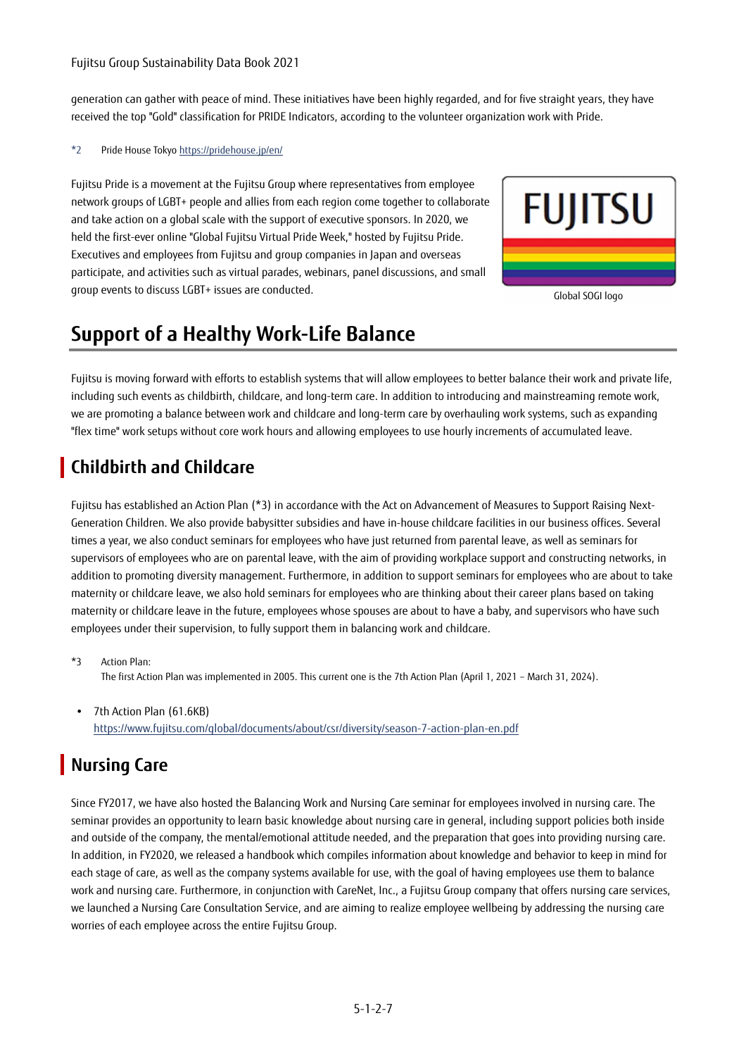generation can gather with peace of mind. These initiatives have been highly regarded, and for five straight years, they have received the top "Gold" classification for PRIDE Indicators, according to the volunteer organization work with Pride.

*2 Pride House Tokyo https://pridehouse.jp/en/

Fujitsu Pride is a movement at the Fujitsu Group where representatives from employee network groups of LGBT+ people and allies from each region come together to collaborate and take action on a global scale with the support of executive sponsors. In 2020, we held the first-ever online "Global Fujitsu Virtual Pride Week," hosted by Fujitsu Pride. Executives and employees from Fujitsu and group companies in Japan and overseas participate, and activities such as virtual parades, webinars, panel discussions, and small group events to discuss LGBT+ issues are conducted.

Global SOGI logo

# Support of a Healthy Work-Life Balance

Fujitsu is moving forward with efforts to establish systems that will allow employees to better balance their work and private life, including such events as childbirth, childcare, and long-term care. In addition to introducing and mainstreaming remote work, we are promoting a balance between work and childcare and long-term care by overhauling work systems, such as expanding "flex time" work setups without core work hours and allowing employees to use hourly increments of accumulated leave.

## Childbirth and Childcare

Fujitsu has established an Action Plan (*3) in accordance with the Act on Advancement of Measures to Support Raising Next-Generation Children. We also provide babysitter subsidies and have in-house childcare facilities in our business offices. Several times a year, we also conduct seminars for employees who have just returned from parental leave, as well as seminars for supervisors of employees who are on parental leave, with the aim of providing workplace support and constructing networks, in addition to promoting diversity management. Furthermore, in addition to support seminars for employees who are about to take maternity or childcare leave, we also hold seminars for employees who are thinking about their career plans based on taking maternity or childcare leave in the future, employees whose spouses are about to have a baby, and supervisors who have such employees under their supervision, to fully support them in balancing work and childcare.

*3 Action Plan:
The first Action Plan was implemented in 2005. This current one is the 7th Action Plan (April 1, 2021 – March 31, 2024).

- 7th Action Plan (61.6KB)
  https://www.fujitsu.com/global/documents/about/csr/diversity/season-7-action-plan-en.pdf

## Nursing Care

Since FY2017, we have also hosted the Balancing Work and Nursing Care seminar for employees involved in nursing care. The seminar provides an opportunity to learn basic knowledge about nursing care in general, including support policies both inside and outside of the company, the mental/emotional attitude needed, and the preparation that goes into providing nursing care. In addition, in FY2020, we released a handbook which compiles information about knowledge and behavior to keep in mind for each stage of care, as well as the company systems available for use, with the goal of having employees use them to balance work and nursing care. Furthermore, in conjunction with CareNet, Inc., a Fujitsu Group company that offers nursing care services, we launched a Nursing Care Consultation Service, and are aiming to realize employee wellbeing by addressing the nursing care worries of each employee across the entire Fujitsu Group.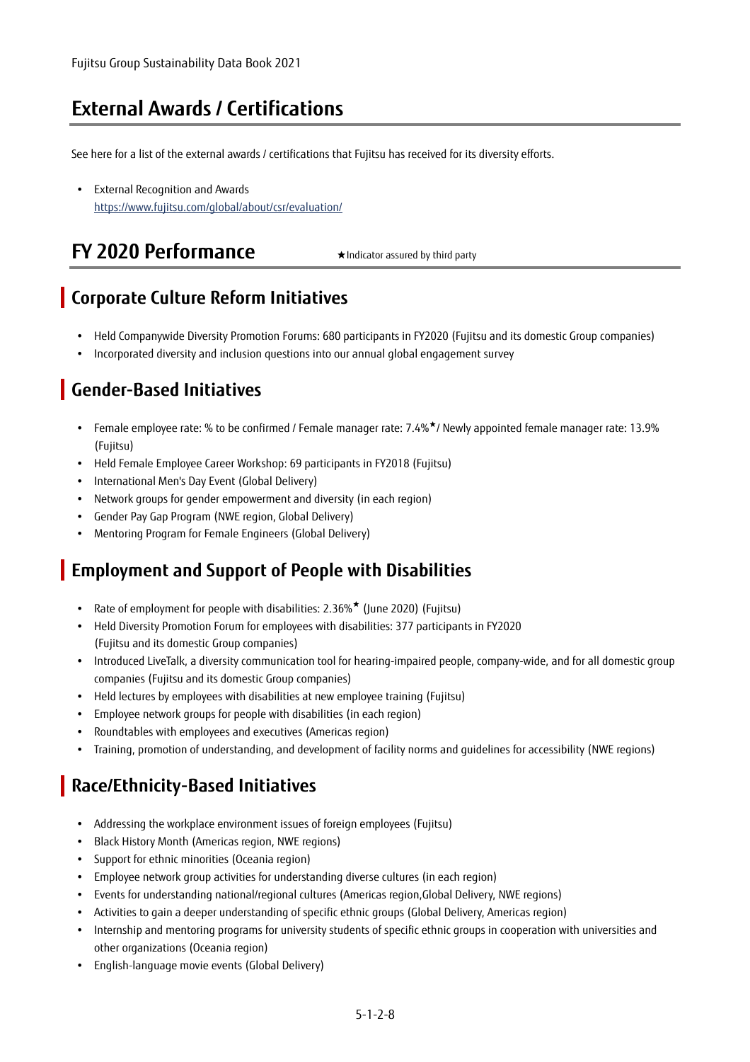# External Awards / Certifications

See here for a list of the external awards / certifications that Fujitsu has received for its diversity efforts.

- External Recognition and Awards
  https://www.fujitsu.com/global/about/csr/evaluation/

# FY 2020 Performance

★Indicator assured by third party

## Corporate Culture Reform Initiatives

- Held Companywide Diversity Promotion Forums: 680 participants in FY2020 (Fujitsu and its domestic Group companies)
- Incorporated diversity and inclusion questions into our annual global engagement survey

## Gender-Based Initiatives

- Female employee rate: % to be confirmed / Female manager rate: 7.4%★/ Newly appointed female manager rate: 13.9% (Fujitsu)
- Held Female Employee Career Workshop: 69 participants in FY2018 (Fujitsu)
- International Men's Day Event (Global Delivery)
- Network groups for gender empowerment and diversity (in each region)
- Gender Pay Gap Program (NWE region, Global Delivery)
- Mentoring Program for Female Engineers (Global Delivery)

## Employment and Support of People with Disabilities

- Rate of employment for people with disabilities: 2.36%★ (June 2020) (Fujitsu)
- Held Diversity Promotion Forum for employees with disabilities: 377 participants in FY2020 (Fujitsu and its domestic Group companies)
- Introduced LiveTalk, a diversity communication tool for hearing-impaired people, company-wide, and for all domestic group companies (Fujitsu and its domestic Group companies)
- Held lectures by employees with disabilities at new employee training (Fujitsu)
- Employee network groups for people with disabilities (in each region)
- Roundtables with employees and executives (Americas region)
- Training, promotion of understanding, and development of facility norms and guidelines for accessibility (NWE regions)

## Race/Ethnicity-Based Initiatives

- Addressing the workplace environment issues of foreign employees (Fujitsu)
- Black History Month (Americas region, NWE regions)
- Support for ethnic minorities (Oceania region)
- Employee network group activities for understanding diverse cultures (in each region)
- Events for understanding national/regional cultures (Americas region,Global Delivery, NWE regions)
- Activities to gain a deeper understanding of specific ethnic groups (Global Delivery, Americas region)
- Internship and mentoring programs for university students of specific ethnic groups in cooperation with universities and other organizations (Oceania region)
- English-language movie events (Global Delivery)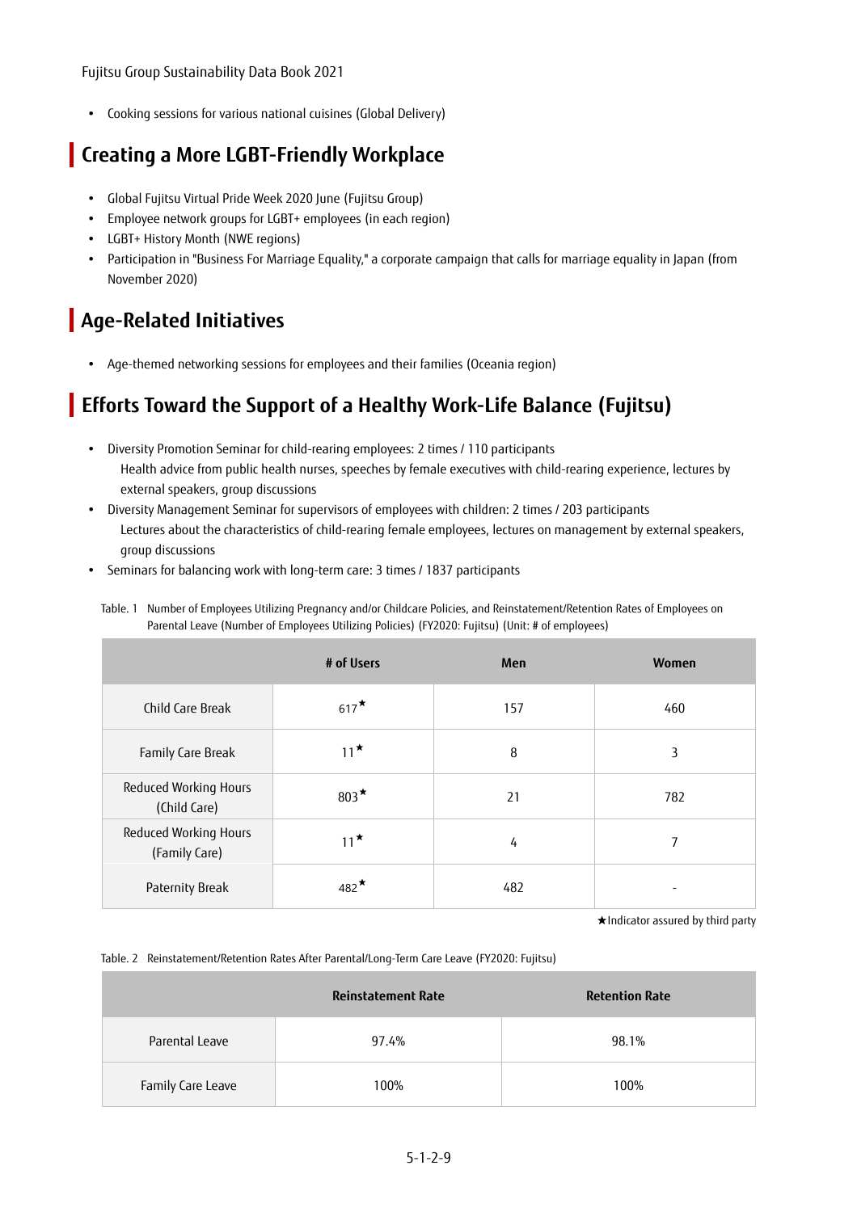- Cooking sessions for various national cuisines (Global Delivery)

## Creating a More LGBT-Friendly Workplace

- Global Fujitsu Virtual Pride Week 2020 June (Fujitsu Group)
- Employee network groups for LGBT+ employees (in each region)
- LGBT+ History Month (NWE regions)
- Participation in "Business For Marriage Equality," a corporate campaign that calls for marriage equality in Japan (from November 2020)

## Age-Related Initiatives

- Age-themed networking sessions for employees and their families (Oceania region)

## Efforts Toward the Support of a Healthy Work-Life Balance (Fujitsu)

- Diversity Promotion Seminar for child-rearing employees: 2 times / 110 participants
  Health advice from public health nurses, speeches by female executives with child-rearing experience, lectures by external speakers, group discussions
- Diversity Management Seminar for supervisors of employees with children: 2 times / 203 participants
  Lectures about the characteristics of child-rearing female employees, lectures on management by external speakers, group discussions
- Seminars for balancing work with long-term care: 3 times / 1837 participants

Table. 1 Number of Employees Utilizing Pregnancy and/or Childcare Policies, and Reinstatement/Retention Rates of Employees on Parental Leave (Number of Employees Utilizing Policies) (FY2020: Fujitsu) (Unit: # of employees)

| | # of Users | Men | Women |
|---|---|---|---|
| Child Care Break | 617★ | 157 | 460 |
| Family Care Break | 11★ | 8 | 3 |
| Reduced Working Hours (Child Care) | 803★ | 21 | 782 |
| Reduced Working Hours (Family Care) | 11★ | 4 | 7 |
| Paternity Break | 482★ | 482 | - |

★Indicator assured by third party

Table. 2 Reinstatement/Retention Rates After Parental/Long-Term Care Leave (FY2020: Fujitsu)

| | Reinstatement Rate | Retention Rate |
|---|---|---|
| Parental Leave | 97.4% | 98.1% |
| Family Care Leave | 100% | 100% |